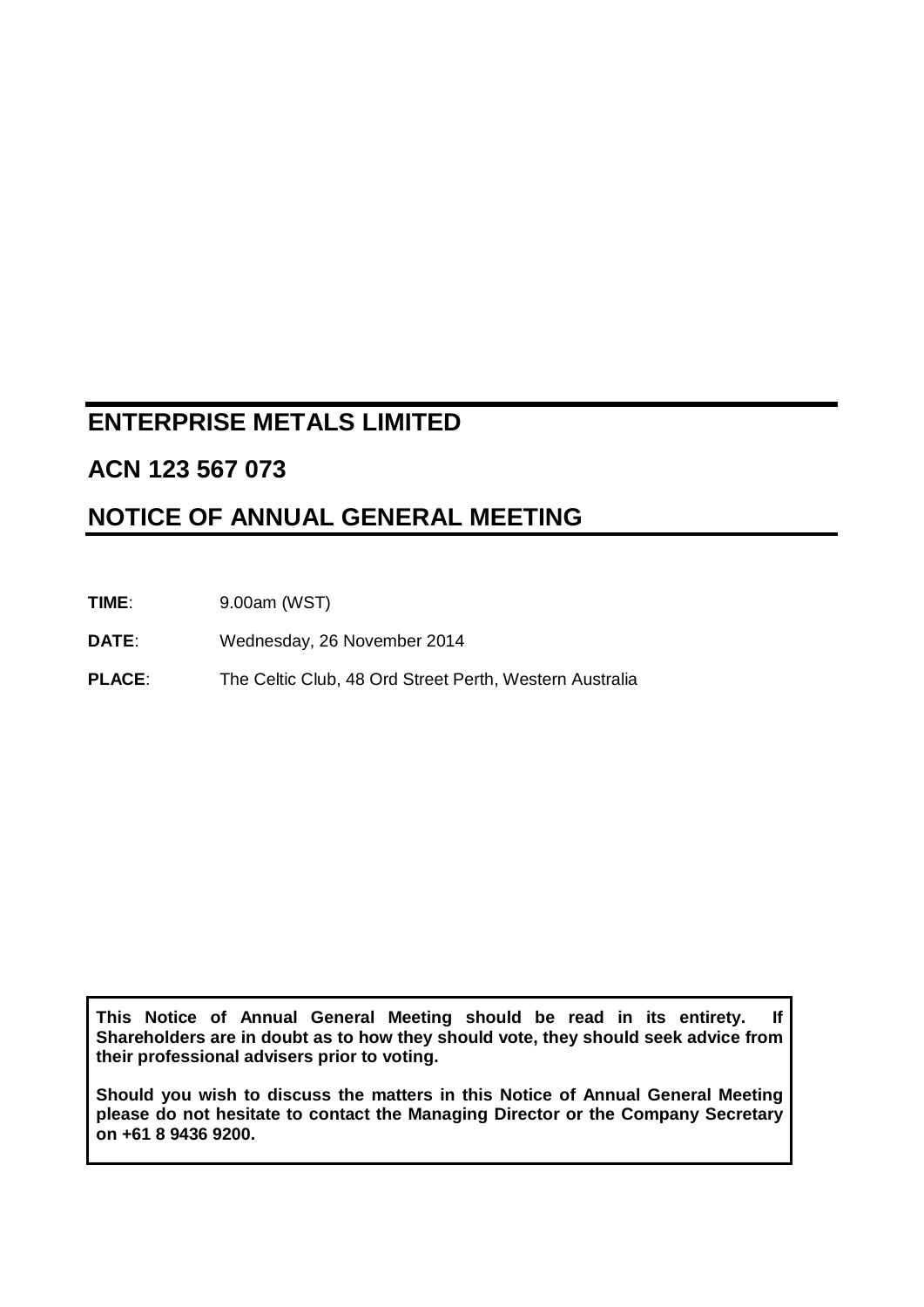# ENTERPRISE METALS LIMITED

## ACN 123 567 073

## NOTICE OF ANNUAL GENERAL MEETING

**TIME**: 9.00am (WST)

**DATE**: Wednesday, 26 November 2014

**PLACE**: The Celtic Club, 48 Ord Street Perth, Western Australia

**This Notice of Annual General Meeting should be read in its entirety. If Shareholders are in doubt as to how they should vote, they should seek advice from their professional advisers prior to voting.**

**Should you wish to discuss the matters in this Notice of Annual General Meeting please do not hesitate to contact the Managing Director or the Company Secretary on +61 8 9436 9200.**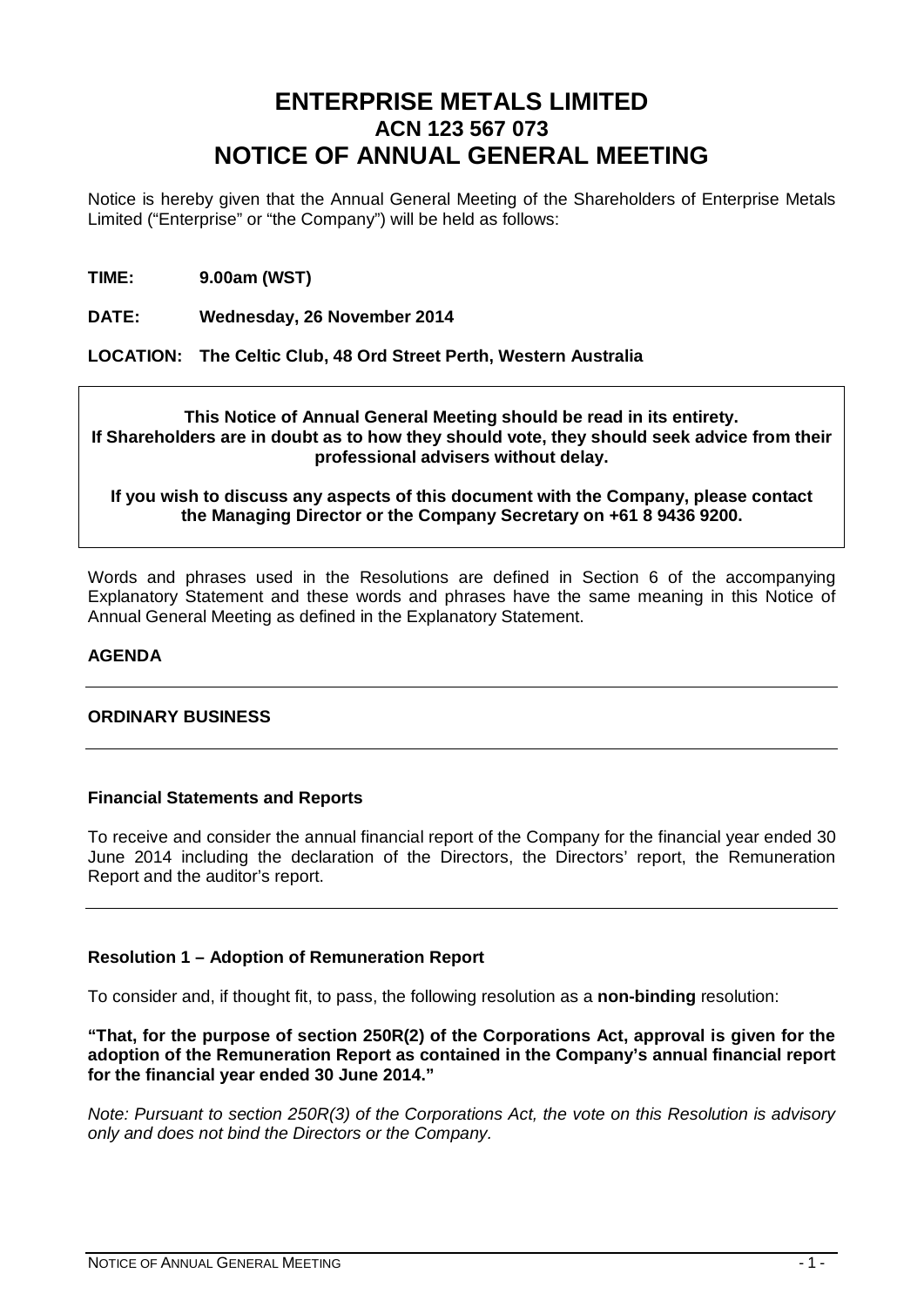# ENTERPRISE METALS LIMITED
## ACN 123 567 073
# NOTICE OF ANNUAL GENERAL MEETING

Notice is hereby given that the Annual General Meeting of the Shareholders of Enterprise Metals Limited ("Enterprise" or "the Company") will be held as follows:

**TIME:** **9.00am (WST)**

**DATE:** **Wednesday, 26 November 2014**

**LOCATION:** **The Celtic Club, 48 Ord Street Perth, Western Australia**

**This Notice of Annual General Meeting should be read in its entirety. If Shareholders are in doubt as to how they should vote, they should seek advice from their professional advisers without delay.**

**If you wish to discuss any aspects of this document with the Company, please contact the Managing Director or the Company Secretary on +61 8 9436 9200.**

Words and phrases used in the Resolutions are defined in Section 6 of the accompanying Explanatory Statement and these words and phrases have the same meaning in this Notice of Annual General Meeting as defined in the Explanatory Statement.

**AGENDA**

**ORDINARY BUSINESS**

**Financial Statements and Reports**

To receive and consider the annual financial report of the Company for the financial year ended 30 June 2014 including the declaration of the Directors, the Directors' report, the Remuneration Report and the auditor's report.

**Resolution 1 – Adoption of Remuneration Report**

To consider and, if thought fit, to pass, the following resolution as a **non-binding** resolution:

**"That, for the purpose of section 250R(2) of the Corporations Act, approval is given for the adoption of the Remuneration Report as contained in the Company's annual financial report for the financial year ended 30 June 2014."**

*Note: Pursuant to section 250R(3) of the Corporations Act, the vote on this Resolution is advisory only and does not bind the Directors or the Company.*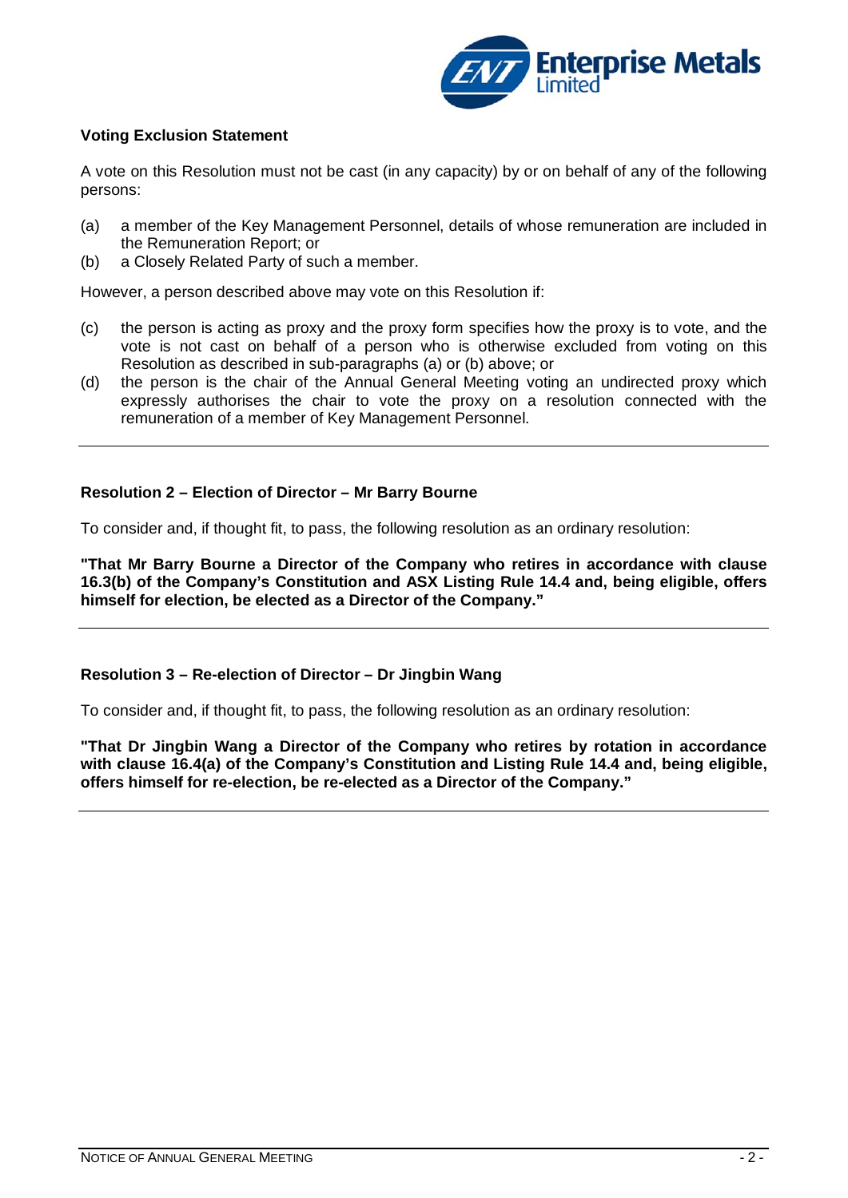**Voting Exclusion Statement**

A vote on this Resolution must not be cast (in any capacity) by or on behalf of any of the following persons:

(a) a member of the Key Management Personnel, details of whose remuneration are included in the Remuneration Report; or
(b) a Closely Related Party of such a member.

However, a person described above may vote on this Resolution if:

(c) the person is acting as proxy and the proxy form specifies how the proxy is to vote, and the vote is not cast on behalf of a person who is otherwise excluded from voting on this Resolution as described in sub-paragraphs (a) or (b) above; or
(d) the person is the chair of the Annual General Meeting voting an undirected proxy which expressly authorises the chair to vote the proxy on a resolution connected with the remuneration of a member of Key Management Personnel.

---

**Resolution 2 – Election of Director – Mr Barry Bourne**

To consider and, if thought fit, to pass, the following resolution as an ordinary resolution:

**"That Mr Barry Bourne a Director of the Company who retires in accordance with clause 16.3(b) of the Company's Constitution and ASX Listing Rule 14.4 and, being eligible, offers himself for election, be elected as a Director of the Company."**

---

**Resolution 3 – Re-election of Director – Dr Jingbin Wang**

To consider and, if thought fit, to pass, the following resolution as an ordinary resolution:

**"That Dr Jingbin Wang a Director of the Company who retires by rotation in accordance with clause 16.4(a) of the Company's Constitution and Listing Rule 14.4 and, being eligible, offers himself for re-election, be re-elected as a Director of the Company."**

---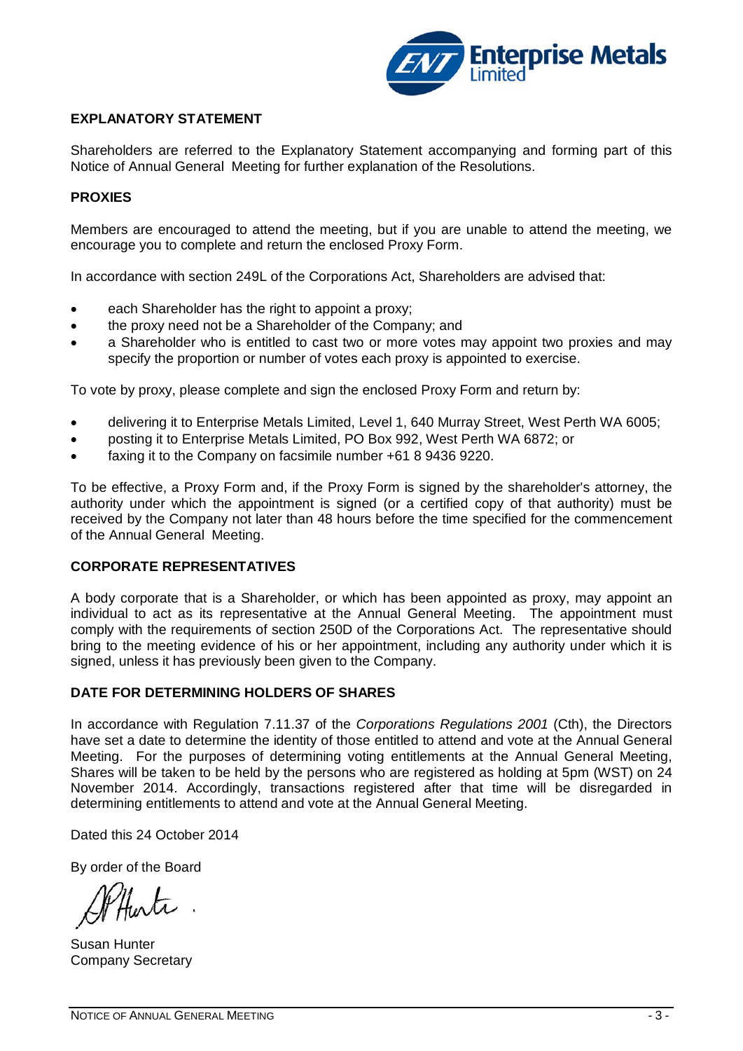## EXPLANATORY STATEMENT

Shareholders are referred to the Explanatory Statement accompanying and forming part of this Notice of Annual General Meeting for further explanation of the Resolutions.

## PROXIES

Members are encouraged to attend the meeting, but if you are unable to attend the meeting, we encourage you to complete and return the enclosed Proxy Form.

In accordance with section 249L of the Corporations Act, Shareholders are advised that:

- each Shareholder has the right to appoint a proxy;
- the proxy need not be a Shareholder of the Company; and
- a Shareholder who is entitled to cast two or more votes may appoint two proxies and may specify the proportion or number of votes each proxy is appointed to exercise.

To vote by proxy, please complete and sign the enclosed Proxy Form and return by:

- delivering it to Enterprise Metals Limited, Level 1, 640 Murray Street, West Perth WA 6005;
- posting it to Enterprise Metals Limited, PO Box 992, West Perth WA 6872; or
- faxing it to the Company on facsimile number +61 8 9436 9220.

To be effective, a Proxy Form and, if the Proxy Form is signed by the shareholder's attorney, the authority under which the appointment is signed (or a certified copy of that authority) must be received by the Company not later than 48 hours before the time specified for the commencement of the Annual General Meeting.

## CORPORATE REPRESENTATIVES

A body corporate that is a Shareholder, or which has been appointed as proxy, may appoint an individual to act as its representative at the Annual General Meeting. The appointment must comply with the requirements of section 250D of the Corporations Act. The representative should bring to the meeting evidence of his or her appointment, including any authority under which it is signed, unless it has previously been given to the Company.

## DATE FOR DETERMINING HOLDERS OF SHARES

In accordance with Regulation 7.11.37 of the *Corporations Regulations 2001* (Cth), the Directors have set a date to determine the identity of those entitled to attend and vote at the Annual General Meeting. For the purposes of determining voting entitlements at the Annual General Meeting, Shares will be taken to be held by the persons who are registered as holding at 5pm (WST) on 24 November 2014. Accordingly, transactions registered after that time will be disregarded in determining entitlements to attend and vote at the Annual General Meeting.

Dated this 24 October 2014

By order of the Board

Susan Hunter
Company Secretary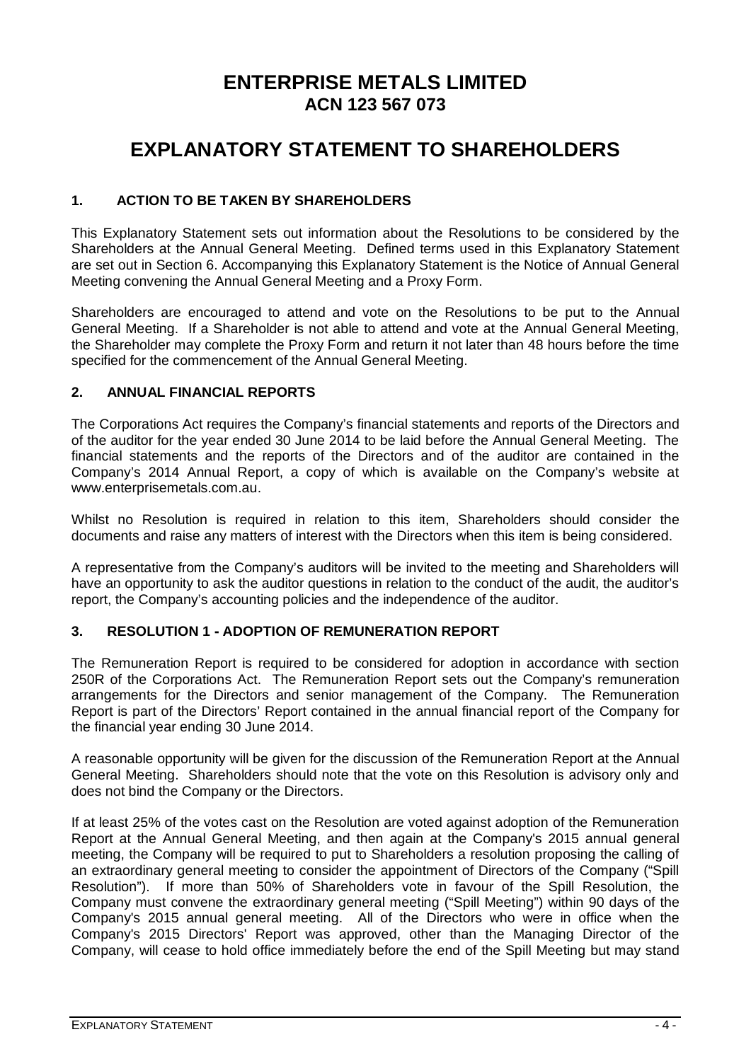# ENTERPRISE METALS LIMITED
## ACN 123 567 073

# EXPLANATORY STATEMENT TO SHAREHOLDERS

### 1. ACTION TO BE TAKEN BY SHAREHOLDERS

This Explanatory Statement sets out information about the Resolutions to be considered by the Shareholders at the Annual General Meeting. Defined terms used in this Explanatory Statement are set out in Section 6. Accompanying this Explanatory Statement is the Notice of Annual General Meeting convening the Annual General Meeting and a Proxy Form.

Shareholders are encouraged to attend and vote on the Resolutions to be put to the Annual General Meeting. If a Shareholder is not able to attend and vote at the Annual General Meeting, the Shareholder may complete the Proxy Form and return it not later than 48 hours before the time specified for the commencement of the Annual General Meeting.

### 2. ANNUAL FINANCIAL REPORTS

The Corporations Act requires the Company's financial statements and reports of the Directors and of the auditor for the year ended 30 June 2014 to be laid before the Annual General Meeting. The financial statements and the reports of the Directors and of the auditor are contained in the Company's 2014 Annual Report, a copy of which is available on the Company's website at www.enterprisemetals.com.au.

Whilst no Resolution is required in relation to this item, Shareholders should consider the documents and raise any matters of interest with the Directors when this item is being considered.

A representative from the Company's auditors will be invited to the meeting and Shareholders will have an opportunity to ask the auditor questions in relation to the conduct of the audit, the auditor's report, the Company's accounting policies and the independence of the auditor.

### 3. RESOLUTION 1 - ADOPTION OF REMUNERATION REPORT

The Remuneration Report is required to be considered for adoption in accordance with section 250R of the Corporations Act. The Remuneration Report sets out the Company's remuneration arrangements for the Directors and senior management of the Company. The Remuneration Report is part of the Directors' Report contained in the annual financial report of the Company for the financial year ending 30 June 2014.

A reasonable opportunity will be given for the discussion of the Remuneration Report at the Annual General Meeting. Shareholders should note that the vote on this Resolution is advisory only and does not bind the Company or the Directors.

If at least 25% of the votes cast on the Resolution are voted against adoption of the Remuneration Report at the Annual General Meeting, and then again at the Company's 2015 annual general meeting, the Company will be required to put to Shareholders a resolution proposing the calling of an extraordinary general meeting to consider the appointment of Directors of the Company ("Spill Resolution"). If more than 50% of Shareholders vote in favour of the Spill Resolution, the Company must convene the extraordinary general meeting ("Spill Meeting") within 90 days of the Company's 2015 annual general meeting. All of the Directors who were in office when the Company's 2015 Directors' Report was approved, other than the Managing Director of the Company, will cease to hold office immediately before the end of the Spill Meeting but may stand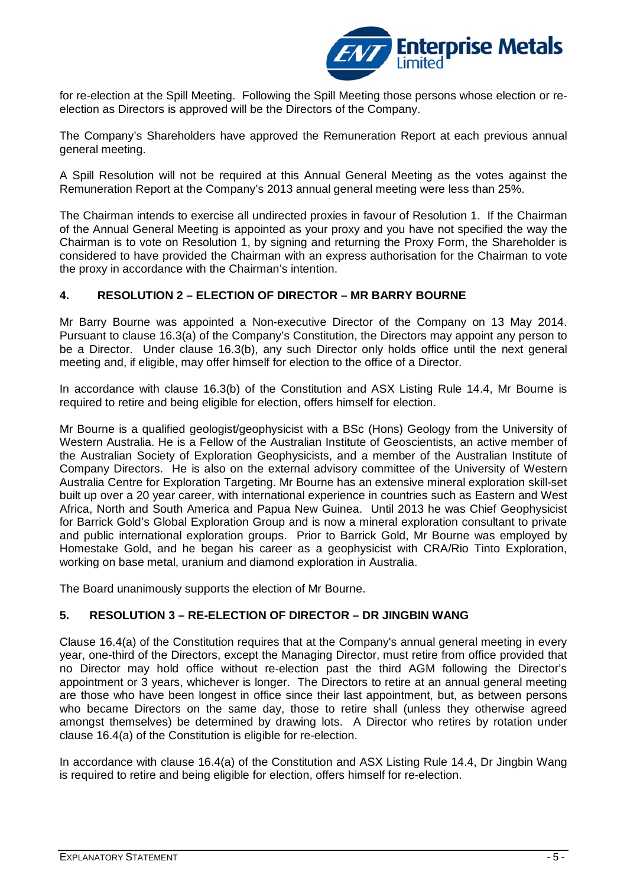for re-election at the Spill Meeting. Following the Spill Meeting those persons whose election or re-election as Directors is approved will be the Directors of the Company.

The Company's Shareholders have approved the Remuneration Report at each previous annual general meeting.

A Spill Resolution will not be required at this Annual General Meeting as the votes against the Remuneration Report at the Company's 2013 annual general meeting were less than 25%.

The Chairman intends to exercise all undirected proxies in favour of Resolution 1. If the Chairman of the Annual General Meeting is appointed as your proxy and you have not specified the way the Chairman is to vote on Resolution 1, by signing and returning the Proxy Form, the Shareholder is considered to have provided the Chairman with an express authorisation for the Chairman to vote the proxy in accordance with the Chairman's intention.

## 4. RESOLUTION 2 – ELECTION OF DIRECTOR – MR BARRY BOURNE

Mr Barry Bourne was appointed a Non-executive Director of the Company on 13 May 2014. Pursuant to clause 16.3(a) of the Company's Constitution, the Directors may appoint any person to be a Director. Under clause 16.3(b), any such Director only holds office until the next general meeting and, if eligible, may offer himself for election to the office of a Director.

In accordance with clause 16.3(b) of the Constitution and ASX Listing Rule 14.4, Mr Bourne is required to retire and being eligible for election, offers himself for election.

Mr Bourne is a qualified geologist/geophysicist with a BSc (Hons) Geology from the University of Western Australia. He is a Fellow of the Australian Institute of Geoscientists, an active member of the Australian Society of Exploration Geophysicists, and a member of the Australian Institute of Company Directors. He is also on the external advisory committee of the University of Western Australia Centre for Exploration Targeting. Mr Bourne has an extensive mineral exploration skill-set built up over a 20 year career, with international experience in countries such as Eastern and West Africa, North and South America and Papua New Guinea. Until 2013 he was Chief Geophysicist for Barrick Gold's Global Exploration Group and is now a mineral exploration consultant to private and public international exploration groups. Prior to Barrick Gold, Mr Bourne was employed by Homestake Gold, and he began his career as a geophysicist with CRA/Rio Tinto Exploration, working on base metal, uranium and diamond exploration in Australia.

The Board unanimously supports the election of Mr Bourne.

## 5. RESOLUTION 3 – RE-ELECTION OF DIRECTOR – DR JINGBIN WANG

Clause 16.4(a) of the Constitution requires that at the Company's annual general meeting in every year, one-third of the Directors, except the Managing Director, must retire from office provided that no Director may hold office without re-election past the third AGM following the Director's appointment or 3 years, whichever is longer. The Directors to retire at an annual general meeting are those who have been longest in office since their last appointment, but, as between persons who became Directors on the same day, those to retire shall (unless they otherwise agreed amongst themselves) be determined by drawing lots. A Director who retires by rotation under clause 16.4(a) of the Constitution is eligible for re-election.

In accordance with clause 16.4(a) of the Constitution and ASX Listing Rule 14.4, Dr Jingbin Wang is required to retire and being eligible for election, offers himself for re-election.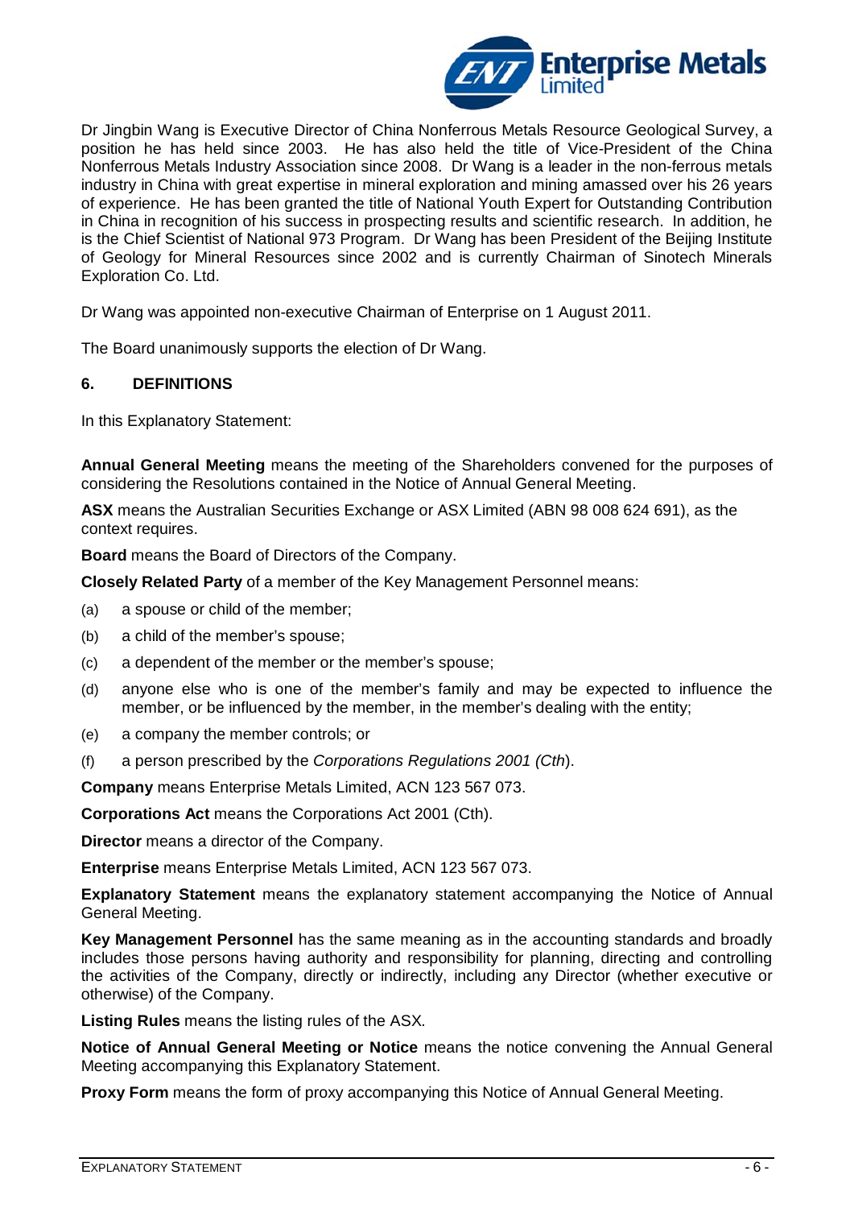Dr Jingbin Wang is Executive Director of China Nonferrous Metals Resource Geological Survey, a position he has held since 2003. He has also held the title of Vice-President of the China Nonferrous Metals Industry Association since 2008. Dr Wang is a leader in the non-ferrous metals industry in China with great expertise in mineral exploration and mining amassed over his 26 years of experience. He has been granted the title of National Youth Expert for Outstanding Contribution in China in recognition of his success in prospecting results and scientific research. In addition, he is the Chief Scientist of National 973 Program. Dr Wang has been President of the Beijing Institute of Geology for Mineral Resources since 2002 and is currently Chairman of Sinotech Minerals Exploration Co. Ltd.

Dr Wang was appointed non-executive Chairman of Enterprise on 1 August 2011.

The Board unanimously supports the election of Dr Wang.

## 6. DEFINITIONS

In this Explanatory Statement:

**Annual General Meeting** means the meeting of the Shareholders convened for the purposes of considering the Resolutions contained in the Notice of Annual General Meeting.

**ASX** means the Australian Securities Exchange or ASX Limited (ABN 98 008 624 691), as the context requires.

**Board** means the Board of Directors of the Company.

**Closely Related Party** of a member of the Key Management Personnel means:

(a) a spouse or child of the member;

(b) a child of the member's spouse;

(c) a dependent of the member or the member's spouse;

(d) anyone else who is one of the member's family and may be expected to influence the member, or be influenced by the member, in the member's dealing with the entity;

(e) a company the member controls; or

(f) a person prescribed by the *Corporations Regulations 2001 (Cth*).

**Company** means Enterprise Metals Limited, ACN 123 567 073.

**Corporations Act** means the Corporations Act 2001 (Cth).

**Director** means a director of the Company.

**Enterprise** means Enterprise Metals Limited, ACN 123 567 073.

**Explanatory Statement** means the explanatory statement accompanying the Notice of Annual General Meeting.

**Key Management Personnel** has the same meaning as in the accounting standards and broadly includes those persons having authority and responsibility for planning, directing and controlling the activities of the Company, directly or indirectly, including any Director (whether executive or otherwise) of the Company.

**Listing Rules** means the listing rules of the ASX.

**Notice of Annual General Meeting or Notice** means the notice convening the Annual General Meeting accompanying this Explanatory Statement.

**Proxy Form** means the form of proxy accompanying this Notice of Annual General Meeting.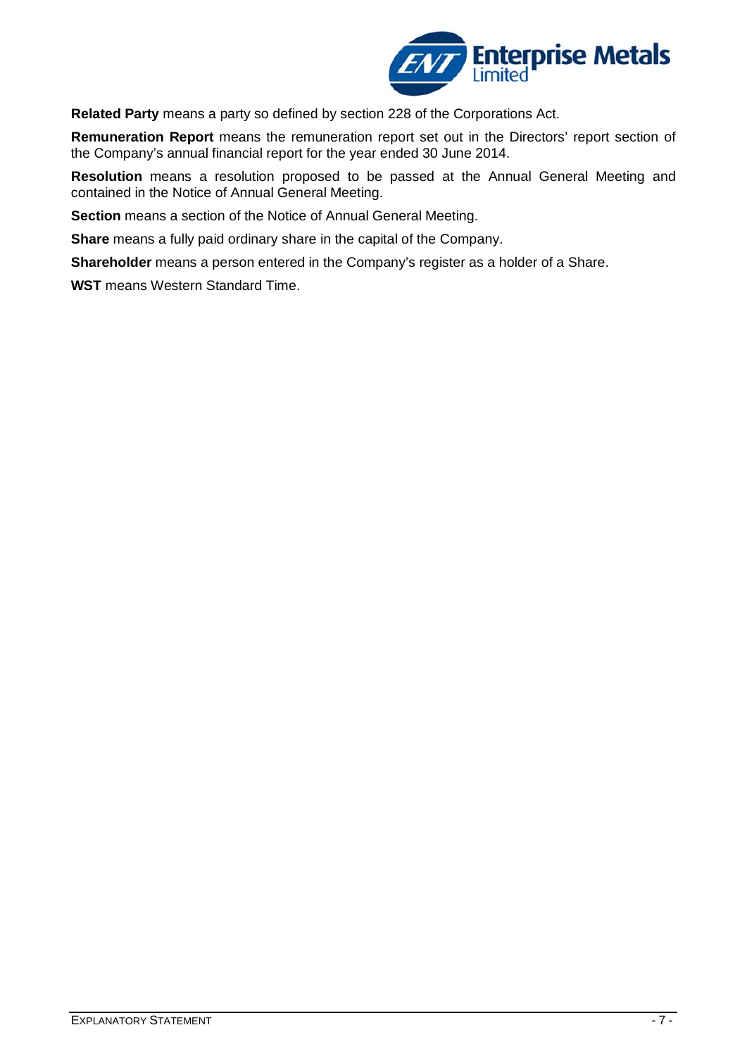**Related Party** means a party so defined by section 228 of the Corporations Act.

**Remuneration Report** means the remuneration report set out in the Directors' report section of the Company's annual financial report for the year ended 30 June 2014.

**Resolution** means a resolution proposed to be passed at the Annual General Meeting and contained in the Notice of Annual General Meeting.

**Section** means a section of the Notice of Annual General Meeting.

**Share** means a fully paid ordinary share in the capital of the Company.

**Shareholder** means a person entered in the Company's register as a holder of a Share.

**WST** means Western Standard Time.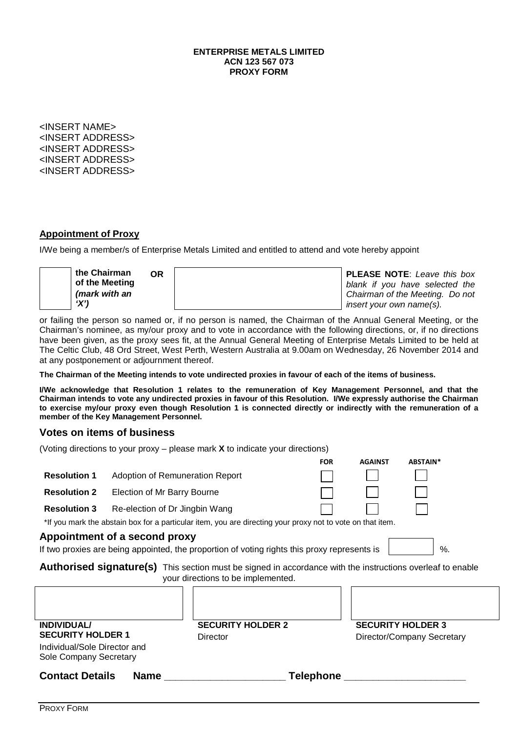**ENTERPRISE METALS LIMITED**
**ACN 123 567 073**
**PROXY FORM**

<INSERT NAME>
<INSERT ADDRESS>
<INSERT ADDRESS>
<INSERT ADDRESS>
<INSERT ADDRESS>

## Appointment of Proxy

I/We being a member/s of Enterprise Metals Limited and entitled to attend and vote hereby appoint

| ☐ | **the Chairman of the Meeting** ***(mark with an 'X')*** | **OR** | | **PLEASE NOTE**: *Leave this box blank if you have selected the Chairman of the Meeting. Do not insert your own name(s).* |
|---|---|---|---|---|

or failing the person so named or, if no person is named, the Chairman of the Annual General Meeting, or the Chairman's nominee, as my/our proxy and to vote in accordance with the following directions, or, if no directions have been given, as the proxy sees fit, at the Annual General Meeting of Enterprise Metals Limited to be held at The Celtic Club, 48 Ord Street, West Perth, Western Australia at 9.00am on Wednesday, 26 November 2014 and at any postponement or adjournment thereof.

**The Chairman of the Meeting intends to vote undirected proxies in favour of each of the items of business.**

**I/We acknowledge that Resolution 1 relates to the remuneration of Key Management Personnel, and that the Chairman intends to vote any undirected proxies in favour of this Resolution. I/We expressly authorise the Chairman to exercise my/our proxy even though Resolution 1 is connected directly or indirectly with the remuneration of a member of the Key Management Personnel.**

## Votes on items of business

(Voting directions to your proxy – please mark **X** to indicate your directions)

| | | FOR | AGAINST | ABSTAIN* |
|---|---|---|---|---|
| **Resolution 1** | Adoption of Remuneration Report | ☐ | ☐ | ☐ |
| **Resolution 2** | Election of Mr Barry Bourne | ☐ | ☐ | ☐ |
| **Resolution 3** | Re-election of Dr Jingbin Wang | ☐ | ☐ | ☐ |

*If you mark the abstain box for a particular item, you are directing your proxy not to vote on that item.

## Appointment of a second proxy

If two proxies are being appointed, the proportion of voting rights this proxy represents is ☐ %.

**Authorised signature(s)** This section must be signed in accordance with the instructions overleaf to enable your directions to be implemented.

| | | |
|---|---|---|
| | | |
| **INDIVIDUAL/ SECURITY HOLDER 1** | **SECURITY HOLDER 2** | **SECURITY HOLDER 3** |
| Individual/Sole Director and Sole Company Secretary | Director | Director/Company Secretary |

**Contact Details** **Name** \_\_\_\_\_\_\_\_\_\_\_\_\_\_\_\_\_\_\_\_\_\_ **Telephone** \_\_\_\_\_\_\_\_\_\_\_\_\_\_\_\_\_\_\_\_\_\_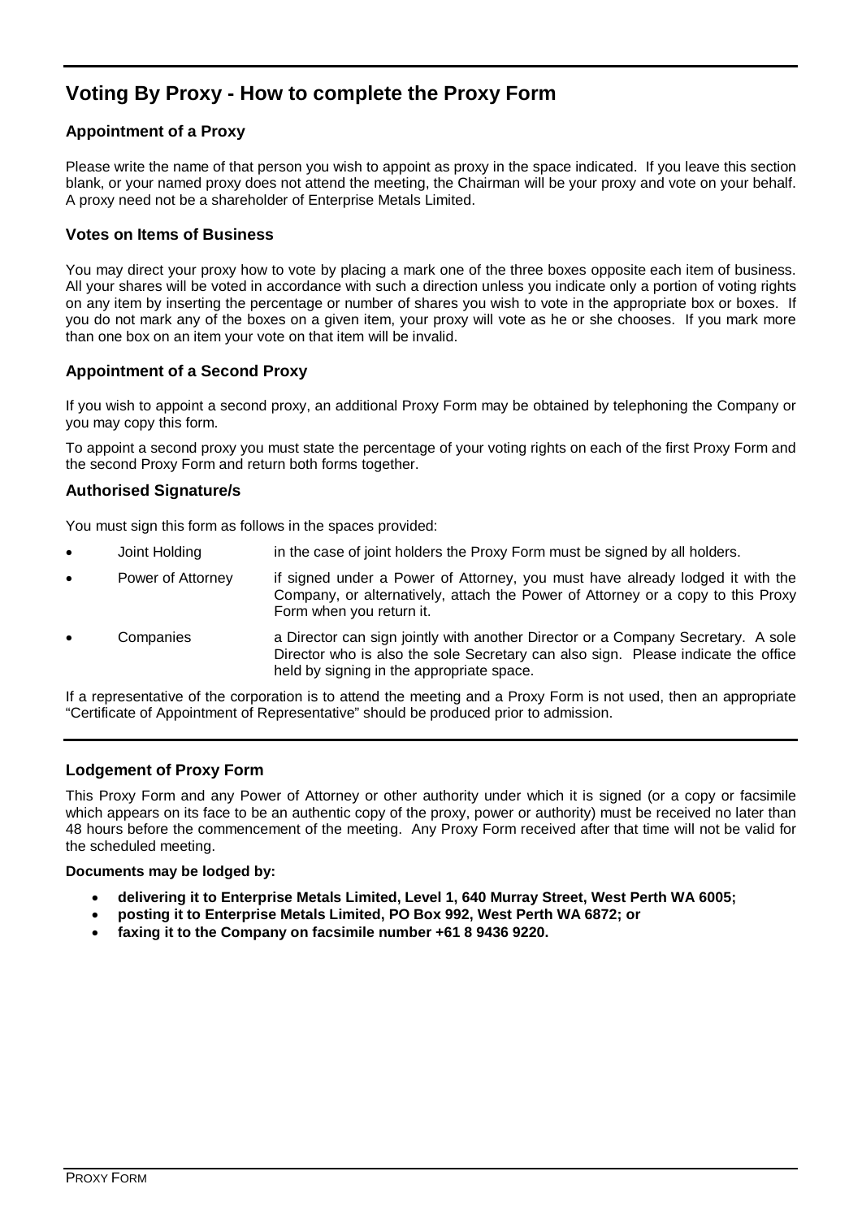## Voting By Proxy - How to complete the Proxy Form

### Appointment of a Proxy

Please write the name of that person you wish to appoint as proxy in the space indicated. If you leave this section blank, or your named proxy does not attend the meeting, the Chairman will be your proxy and vote on your behalf. A proxy need not be a shareholder of Enterprise Metals Limited.

### Votes on Items of Business

You may direct your proxy how to vote by placing a mark one of the three boxes opposite each item of business. All your shares will be voted in accordance with such a direction unless you indicate only a portion of voting rights on any item by inserting the percentage or number of shares you wish to vote in the appropriate box or boxes. If you do not mark any of the boxes on a given item, your proxy will vote as he or she chooses. If you mark more than one box on an item your vote on that item will be invalid.

### Appointment of a Second Proxy

If you wish to appoint a second proxy, an additional Proxy Form may be obtained by telephoning the Company or you may copy this form.

To appoint a second proxy you must state the percentage of your voting rights on each of the first Proxy Form and the second Proxy Form and return both forms together.

### Authorised Signature/s

You must sign this form as follows in the spaces provided:

- Joint Holding — in the case of joint holders the Proxy Form must be signed by all holders.
- Power of Attorney — if signed under a Power of Attorney, you must have already lodged it with the Company, or alternatively, attach the Power of Attorney or a copy to this Proxy Form when you return it.
- Companies — a Director can sign jointly with another Director or a Company Secretary. A sole Director who is also the sole Secretary can also sign. Please indicate the office held by signing in the appropriate space.

If a representative of the corporation is to attend the meeting and a Proxy Form is not used, then an appropriate "Certificate of Appointment of Representative" should be produced prior to admission.

### Lodgement of Proxy Form

This Proxy Form and any Power of Attorney or other authority under which it is signed (or a copy or facsimile which appears on its face to be an authentic copy of the proxy, power or authority) must be received no later than 48 hours before the commencement of the meeting. Any Proxy Form received after that time will not be valid for the scheduled meeting.

**Documents may be lodged by:**

- **delivering it to Enterprise Metals Limited, Level 1, 640 Murray Street, West Perth WA 6005;**
- **posting it to Enterprise Metals Limited, PO Box 992, West Perth WA 6872; or**
- **faxing it to the Company on facsimile number +61 8 9436 9220.**